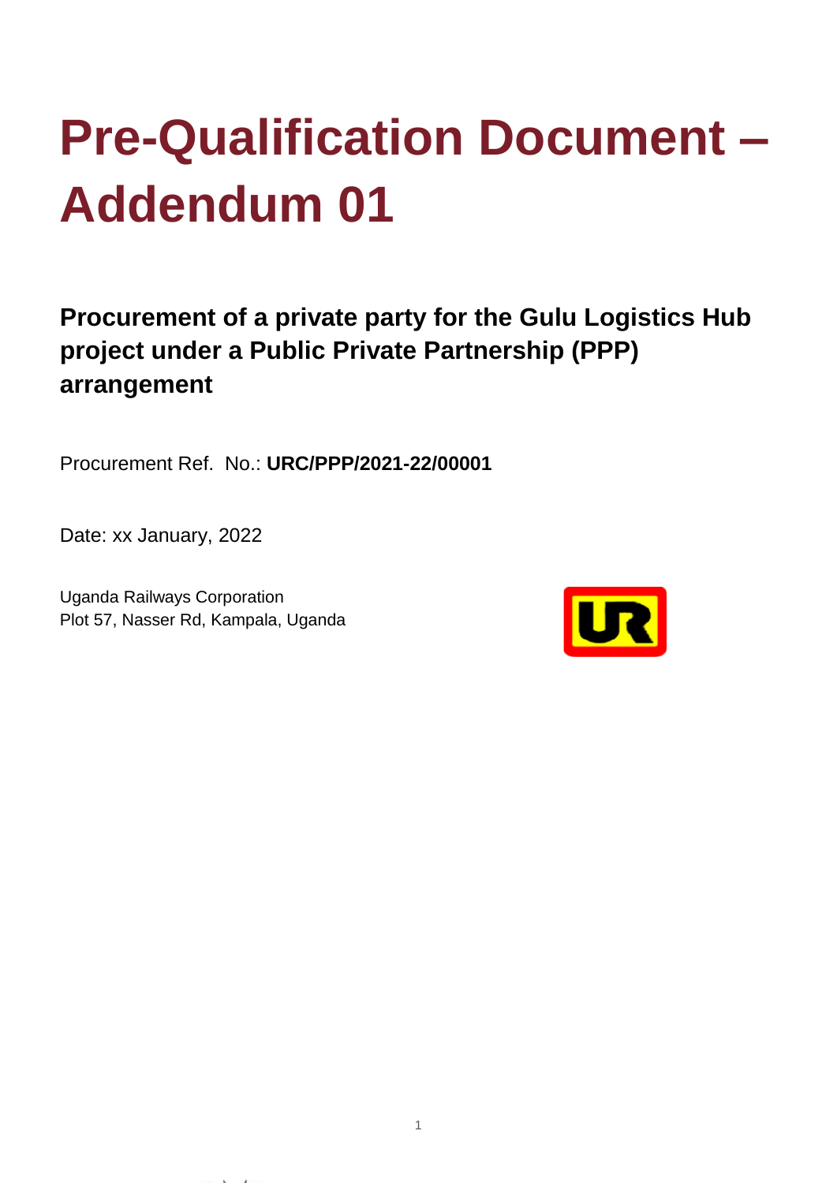# Pre-Qualification Document – Addendum 01

**Procurement of a private party for the Gulu Logistics Hub project under a Public Private Partnership (PPP) arrangement**

Procurement Ref. No.: **URC/PPP/2021-22/00001**

Date: xx January, 2022

Uganda Railways Corporation
Plot 57, Nasser Rd, Kampala, Uganda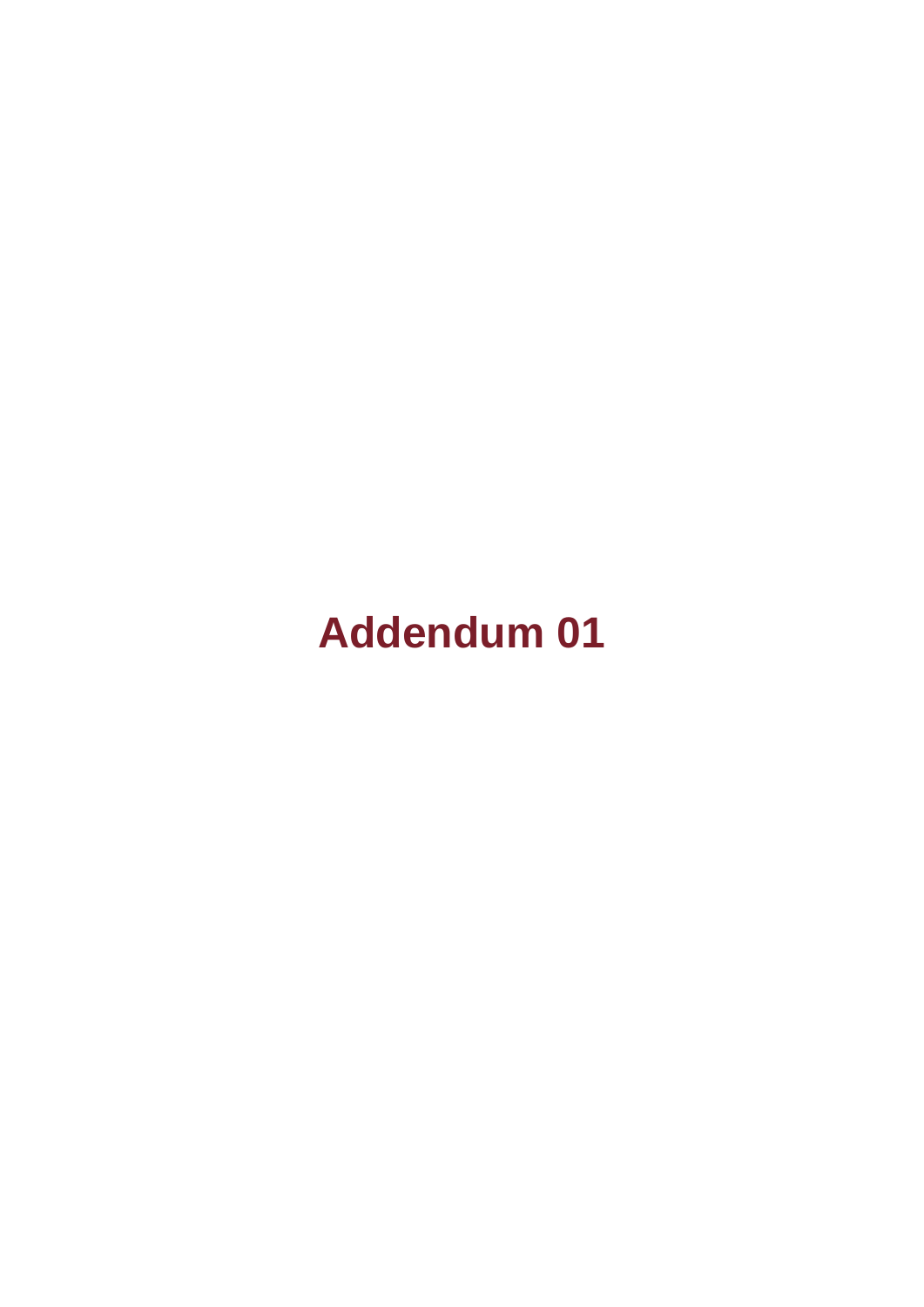# Addendum 01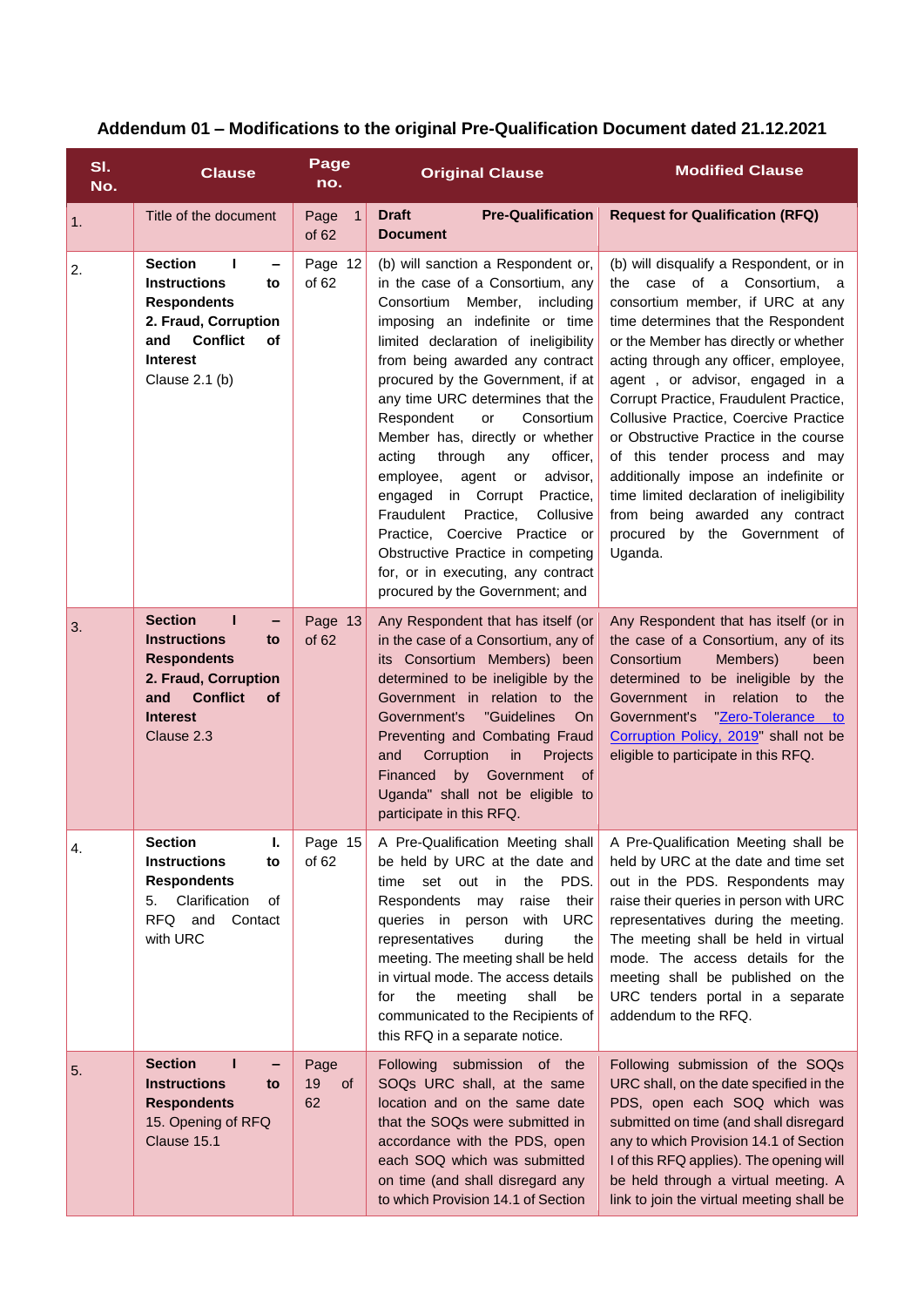## Addendum 01 – Modifications to the original Pre-Qualification Document dated 21.12.2021

| Sl. No. | Clause | Page no. | Original Clause | Modified Clause |
|---|---|---|---|---|
| 1. | Title of the document | Page 1 of 62 | **Draft Pre-Qualification Document** | **Request for Qualification (RFQ)** |
| 2. | **Section I – Instructions to Respondents 2. Fraud, Corruption and Conflict of Interest** Clause 2.1 (b) | Page 12 of 62 | (b) will sanction a Respondent or, in the case of a Consortium, any Consortium Member, including imposing an indefinite or time limited declaration of ineligibility from being awarded any contract procured by the Government, if at any time URC determines that the Respondent or Consortium Member has, directly or whether acting through any officer, employee, agent or advisor, engaged in Corrupt Practice, Fraudulent Practice, Collusive Practice, Coercive Practice or Obstructive Practice in competing for, or in executing, any contract procured by the Government; and | (b) will disqualify a Respondent, or in the case of a Consortium, a consortium member, if URC at any time determines that the Respondent or the Member has directly or whether acting through any officer, employee, agent , or advisor, engaged in a Corrupt Practice, Fraudulent Practice, Collusive Practice, Coercive Practice or Obstructive Practice in the course of this tender process and may additionally impose an indefinite or time limited declaration of ineligibility from being awarded any contract procured by the Government of Uganda. |
| 3. | **Section I – Instructions to Respondents 2. Fraud, Corruption and Conflict of Interest** Clause 2.3 | Page 13 of 62 | Any Respondent that has itself (or in the case of a Consortium, any of its Consortium Members) been determined to be ineligible by the Government in relation to the Government's "Guidelines On Preventing and Combating Fraud and Corruption in Projects Financed by Government of Uganda" shall not be eligible to participate in this RFQ. | Any Respondent that has itself (or in the case of a Consortium, any of its Consortium Members) been determined to be ineligible by the Government in relation to the Government's "Zero-Tolerance to Corruption Policy, 2019" shall not be eligible to participate in this RFQ. |
| 4. | **Section I. Instructions to Respondents** 5. Clarification of RFQ and Contact with URC | Page 15 of 62 | A Pre-Qualification Meeting shall be held by URC at the date and time set out in the PDS. Respondents may raise their queries in person with URC representatives during the meeting. The meeting shall be held in virtual mode. The access details for the meeting shall be communicated to the Recipients of this RFQ in a separate notice. | A Pre-Qualification Meeting shall be held by URC at the date and time set out in the PDS. Respondents may raise their queries in person with URC representatives during the meeting. The meeting shall be held in virtual mode. The access details for the meeting shall be published on the URC tenders portal in a separate addendum to the RFQ. |
| 5. | **Section I – Instructions to Respondents** 15. Opening of RFQ Clause 15.1 | Page 19 of 62 | Following submission of the SOQs URC shall, at the same location and on the same date that the SOQs were submitted in accordance with the PDS, open each SOQ which was submitted on time (and shall disregard any to which Provision 14.1 of Section | Following submission of the SOQs URC shall, on the date specified in the PDS, open each SOQ which was submitted on time (and shall disregard any to which Provision 14.1 of Section I of this RFQ applies). The opening will be held through a virtual meeting. A link to join the virtual meeting shall be |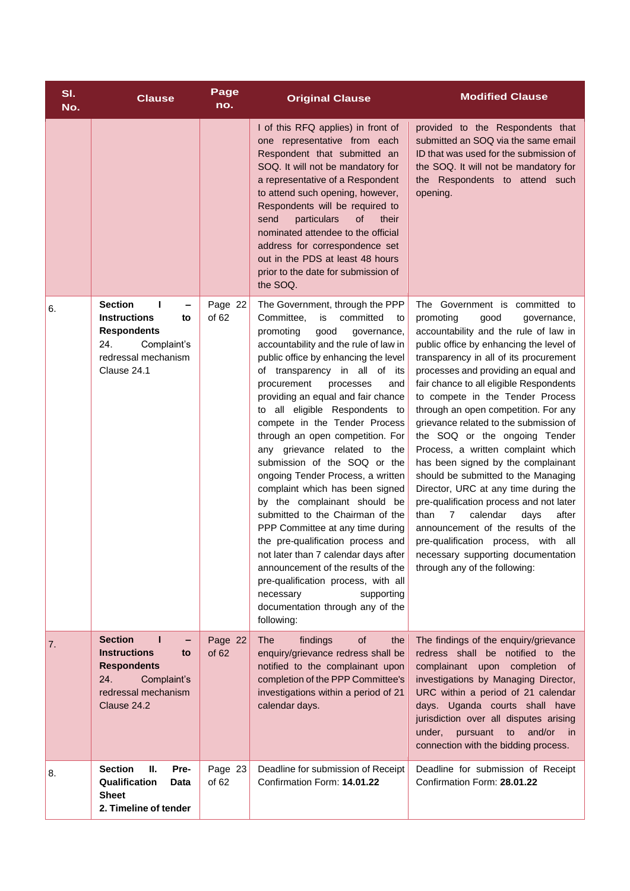| Sl. No. | Clause | Page no. | Original Clause | Modified Clause |
|---|---|---|---|---|
| | | | I of this RFQ applies) in front of one representative from each Respondent that submitted an SOQ. It will not be mandatory for a representative of a Respondent to attend such opening, however, Respondents will be required to send particulars of their nominated attendee to the official address for correspondence set out in the PDS at least 48 hours prior to the date for submission of the SOQ. | provided to the Respondents that submitted an SOQ via the same email ID that was used for the submission of the SOQ. It will not be mandatory for the Respondents to attend such opening. |
| 6. | **Section I – Instructions to Respondents** 24. Complaint's redressal mechanism Clause 24.1 | Page 22 of 62 | The Government, through the PPP Committee, is committed to promoting good governance, accountability and the rule of law in public office by enhancing the level of transparency in all of its procurement processes and providing an equal and fair chance to all eligible Respondents to compete in the Tender Process through an open competition. For any grievance related to the submission of the SOQ or the ongoing Tender Process, a written complaint which has been signed by the complainant should be submitted to the Chairman of the PPP Committee at any time during the pre-qualification process and not later than 7 calendar days after announcement of the results of the pre-qualification process, with all necessary supporting documentation through any of the following: | The Government is committed to promoting good governance, accountability and the rule of law in public office by enhancing the level of transparency in all of its procurement processes and providing an equal and fair chance to all eligible Respondents to compete in the Tender Process through an open competition. For any grievance related to the submission of the SOQ or the ongoing Tender Process, a written complaint which has been signed by the complainant should be submitted to the Managing Director, URC at any time during the pre-qualification process and not later than 7 calendar days after announcement of the results of the pre-qualification process, with all necessary supporting documentation through any of the following: |
| 7. | **Section I – Instructions to Respondents** 24. Complaint's redressal mechanism Clause 24.2 | Page 22 of 62 | The findings of the enquiry/grievance redress shall be notified to the complainant upon completion of the PPP Committee's investigations within a period of 21 calendar days. | The findings of the enquiry/grievance redress shall be notified to the complainant upon completion of investigations by Managing Director, URC within a period of 21 calendar days. Uganda courts shall have jurisdiction over all disputes arising under, pursuant to and/or in connection with the bidding process. |
| 8. | **Section II. Pre-Qualification Data Sheet** **2. Timeline of tender** | Page 23 of 62 | Deadline for submission of Receipt Confirmation Form: **14.01.22** | Deadline for submission of Receipt Confirmation Form: **28.01.22** |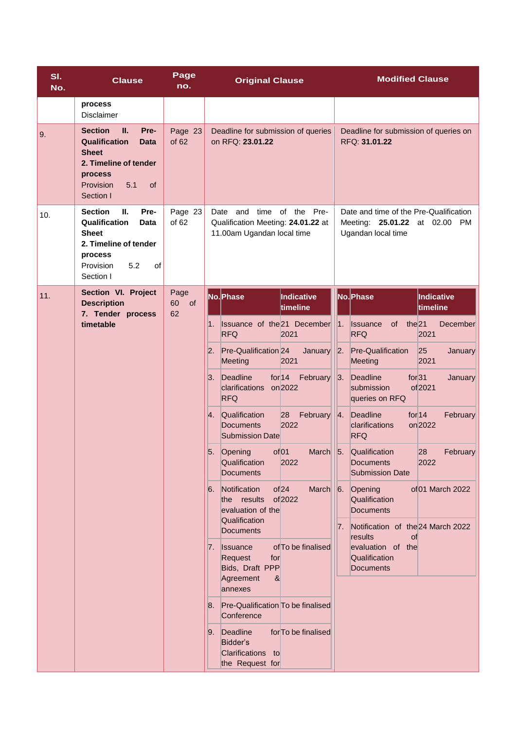| Sl. No. | Clause | Page no. | Original Clause | Modified Clause |
|---|---|---|---|---|
| | **process** Disclaimer | | | |
| 9. | **Section II. Pre-Qualification Data Sheet** **2. Timeline of tender process** Provision 5.1 of Section I | Page 23 of 62 | Deadline for submission of queries on RFQ: **23.01.22** | Deadline for submission of queries on RFQ: **31.01.22** |
| 10. | **Section II. Pre-Qualification Data Sheet** **2. Timeline of tender process** Provision 5.2 of Section I | Page 23 of 62 | Date and time of the Pre-Qualification Meeting: **24.01.22** at 11.00am Ugandan local time | Date and time of the Pre-Qualification Meeting: **25.01.22** at 02.00 PM Ugandan local time |
| 11. | **Section VI. Project Description** **7. Tender process timetable** | Page 60 of 62 | See original timetable below | See modified timetable below |

**Original Clause (Sl. No. 11):**

| No. | Phase | Indicative timeline |
|---|---|---|
| 1. | Issuance of the RFQ | 21 December 2021 |
| 2. | Pre-Qualification Meeting | 24 January 2021 |
| 3. | Deadline for clarifications on RFQ | 14 February 2022 |
| 4. | Qualification Documents Submission Date | 28 February 2022 |
| 5. | Opening of Qualification Documents | 01 March 2022 |
| 6. | Notification of the results of evaluation of the Qualification Documents | 24 March 2022 |
| 7. | Issuance of Request for Bids, Draft PPP Agreement & annexes | To be finalised |
| 8. | Pre-Qualification Conference | To be finalised |
| 9. | Deadline for Bidder's Clarifications to the Request for | To be finalised |

**Modified Clause (Sl. No. 11):**

| No. | Phase | Indicative timeline |
|---|---|---|
| 1. | Issuance of the RFQ | 21 December 2021 |
| 2. | Pre-Qualification Meeting | 25 January 2021 |
| 3. | Deadline for submission of queries on RFQ | 31 January 2021 |
| 4. | Deadline for clarifications on RFQ | 14 February 2022 |
| 5. | Qualification Documents Submission Date | 28 February 2022 |
| 6. | Opening of Qualification Documents | 01 March 2022 |
| 7. | Notification of the results of evaluation of the Qualification Documents | 24 March 2022 |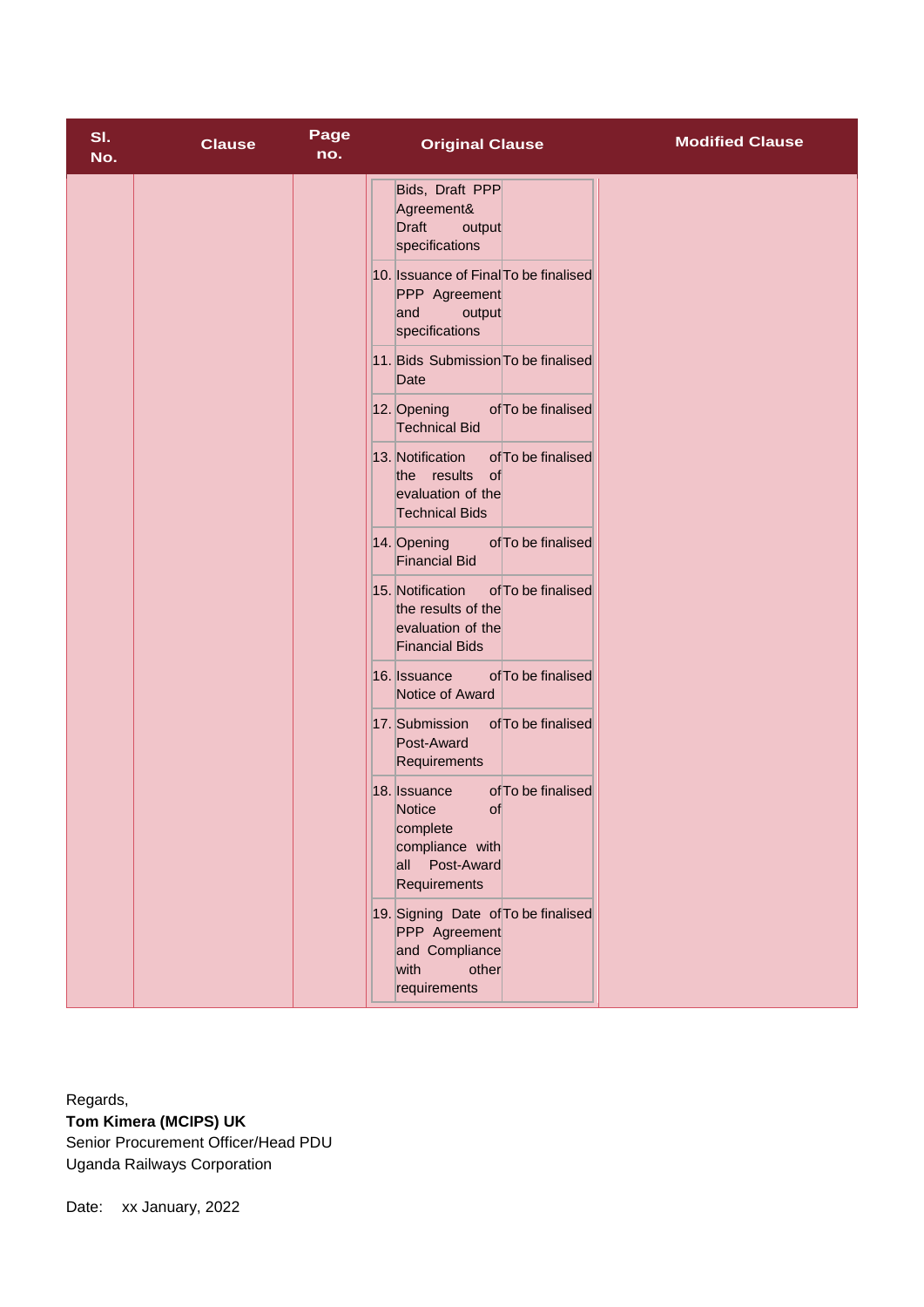| Sl. No. | Clause | Page no. | Original Clause | | | Modified Clause |
|---|---|---|---|---|---|---|
| | | | | Bids, Draft PPP Agreement& Draft output specifications | | |
| | | | 10. | Issuance of Final PPP Agreement and output specifications | To be finalised | |
| | | | 11. | Bids Submission Date | To be finalised | |
| | | | 12. | Opening of Technical Bid | To be finalised | |
| | | | 13. | Notification of the results of evaluation of the Technical Bids | To be finalised | |
| | | | 14. | Opening of Financial Bid | To be finalised | |
| | | | 15. | Notification of the results of the evaluation of the Financial Bids | To be finalised | |
| | | | 16. | Issuance of Notice of Award | To be finalised | |
| | | | 17. | Submission of Post-Award Requirements | To be finalised | |
| | | | 18. | Issuance of Notice of complete compliance with all Post-Award Requirements | To be finalised | |
| | | | 19. | Signing Date of PPP Agreement and Compliance with other requirements | To be finalised | |

Regards,
**Tom Kimera (MCIPS) UK**
Senior Procurement Officer/Head PDU
Uganda Railways Corporation

Date: xx January, 2022